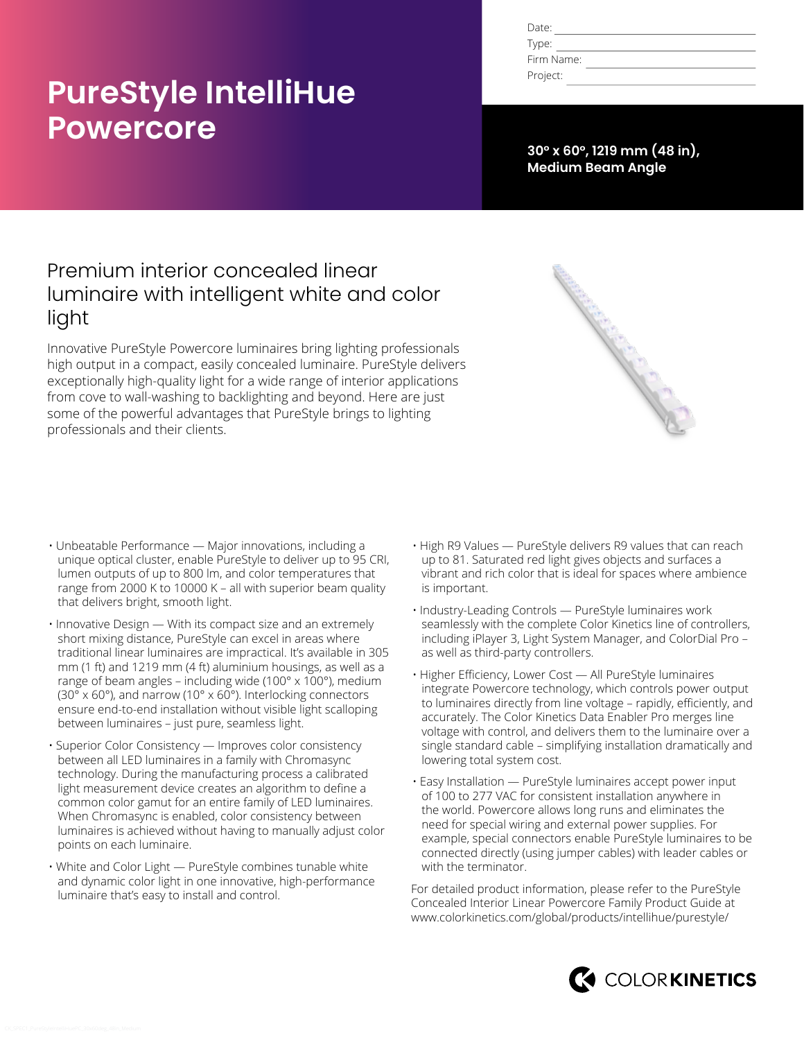# PureStyle IntelliHue Powercore

Date:

Type:

Firm Name:

Project:

**30° x 60°, 1219 mm (48 in), Medium Beam Angle**

## Premium interior concealed linear luminaire with intelligent white and color light

Innovative PureStyle Powercore luminaires bring lighting professionals high output in a compact, easily concealed luminaire. PureStyle delivers exceptionally high-quality light for a wide range of interior applications from cove to wall-washing to backlighting and beyond. Here are just some of the powerful advantages that PureStyle brings to lighting professionals and their clients.

- Unbeatable Performance — Major innovations, including a unique optical cluster, enable PureStyle to deliver up to 95 CRI, lumen outputs of up to 800 lm, and color temperatures that range from 2000 K to 10000 K – all with superior beam quality that delivers bright, smooth light.
- Innovative Design — With its compact size and an extremely short mixing distance, PureStyle can excel in areas where traditional linear luminaires are impractical. It's available in 305 mm (1 ft) and 1219 mm (4 ft) aluminium housings, as well as a range of beam angles – including wide (100° x 100°), medium (30° x 60°), and narrow (10° x 60°). Interlocking connectors ensure end-to-end installation without visible light scalloping between luminaires – just pure, seamless light.
- Superior Color Consistency — Improves color consistency between all LED luminaires in a family with Chromasync technology. During the manufacturing process a calibrated light measurement device creates an algorithm to define a common color gamut for an entire family of LED luminaires. When Chromasync is enabled, color consistency between luminaires is achieved without having to manually adjust color points on each luminaire.
- White and Color Light — PureStyle combines tunable white and dynamic color light in one innovative, high-performance luminaire that's easy to install and control.
- High R9 Values — PureStyle delivers R9 values that can reach up to 81. Saturated red light gives objects and surfaces a vibrant and rich color that is ideal for spaces where ambience is important.
- Industry-Leading Controls — PureStyle luminaires work seamlessly with the complete Color Kinetics line of controllers, including iPlayer 3, Light System Manager, and ColorDial Pro – as well as third-party controllers.
- Higher Efficiency, Lower Cost — All PureStyle luminaires integrate Powercore technology, which controls power output to luminaires directly from line voltage – rapidly, efficiently, and accurately. The Color Kinetics Data Enabler Pro merges line voltage with control, and delivers them to the luminaire over a single standard cable – simplifying installation dramatically and lowering total system cost.
- Easy Installation — PureStyle luminaires accept power input of 100 to 277 VAC for consistent installation anywhere in the world. Powercore allows long runs and eliminates the need for special wiring and external power supplies. For example, special connectors enable PureStyle luminaires to be connected directly (using jumper cables) with leader cables or with the terminator.

For detailed product information, please refer to the PureStyle Concealed Interior Linear Powercore Family Product Guide at www.colorkinetics.com/global/products/intellihue/purestyle/

COLORKINETICS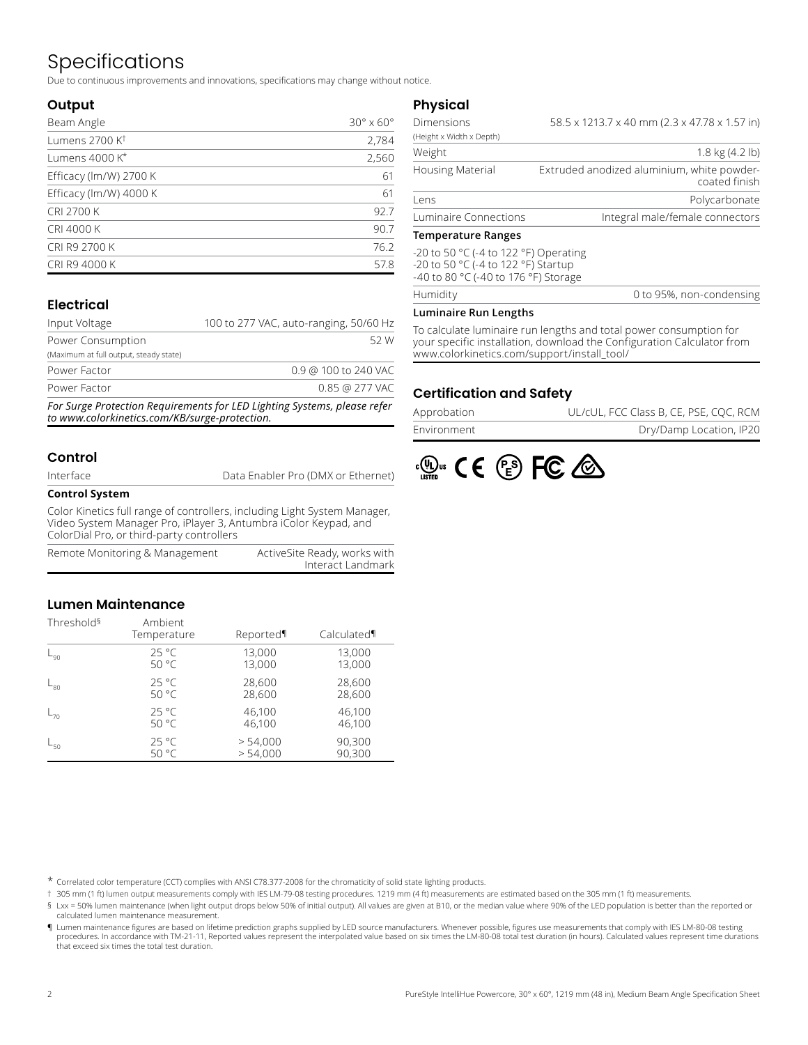# Specifications

Due to continuous improvements and innovations, specifications may change without notice.

## Output

| | |
|---|---|
| Beam Angle | 30° x 60° |
| Lumens 2700 K† | 2,784 |
| Lumens 4000 K* | 2,560 |
| Efficacy (lm/W) 2700 K | 61 |
| Efficacy (lm/W) 4000 K | 61 |
| CRI 2700 K | 92.7 |
| CRI 4000 K | 90.7 |
| CRI R9 2700 K | 76.2 |
| CRI R9 4000 K | 57.8 |

## Electrical

| | |
|---|---|
| Input Voltage | 100 to 277 VAC, auto-ranging, 50/60 Hz |
| Power Consumption (Maximum at full output, steady state) | 52 W |
| Power Factor | 0.9 @ 100 to 240 VAC |
| Power Factor | 0.85 @ 277 VAC |

***For Surge Protection Requirements for LED Lighting Systems, please refer to www.colorkinetics.com/KB/surge-protection.***

## Control

| | |
|---|---|
| Interface | Data Enabler Pro (DMX or Ethernet) |

**Control System**

Color Kinetics full range of controllers, including Light System Manager, Video System Manager Pro, iPlayer 3, Antumbra iColor Keypad, and ColorDial Pro, or third-party controllers

| | |
|---|---|
| Remote Monitoring & Management | ActiveSite Ready, works with Interact Landmark |

## Lumen Maintenance

| Threshold§ | Ambient Temperature | Reported¶ | Calculated¶ |
|---|---|---|---|
| $L_{90}$ | 25 °C | 13,000 | 13,000 |
| | 50 °C | 13,000 | 13,000 |
| $L_{80}$ | 25 °C | 28,600 | 28,600 |
| | 50 °C | 28,600 | 28,600 |
| $L_{70}$ | 25 °C | 46,100 | 46,100 |
| | 50 °C | 46,100 | 46,100 |
| $L_{50}$ | 25 °C | > 54,000 | 90,300 |
| | 50 °C | > 54,000 | 90,300 |

## Physical

| | |
|---|---|
| Dimensions (Height x Width x Depth) | 58.5 x 1213.7 x 40 mm (2.3 x 47.78 x 1.57 in) |
| Weight | 1.8 kg (4.2 lb) |
| Housing Material | Extruded anodized aluminium, white powder-coated finish |
| Lens | Polycarbonate |
| Luminaire Connections | Integral male/female connectors |

**Temperature Ranges**

-20 to 50 °C (-4 to 122 °F) Operating
-20 to 50 °C (-4 to 122 °F) Startup
-40 to 80 °C (-40 to 176 °F) Storage

| | |
|---|---|
| Humidity | 0 to 95%, non-condensing |

**Luminaire Run Lengths**

To calculate luminaire run lengths and total power consumption for your specific installation, download the Configuration Calculator from www.colorkinetics.com/support/install_tool/

## Certification and Safety

| | |
|---|---|
| Approbation | UL/cUL, FCC Class B, CE, PSE, CQC, RCM |
| Environment | Dry/Damp Location, IP20 |

\* Correlated color temperature (CCT) complies with ANSI C78.377-2008 for the chromaticity of solid state lighting products.

† 305 mm (1 ft) lumen output measurements comply with IES LM-79-08 testing procedures. 1219 mm (4 ft) measurements are estimated based on the 305 mm (1 ft) measurements.

§ Lxx = 50% lumen maintenance (when light output drops below 50% of initial output). All values are given at B10, or the median value where 90% of the LED population is better than the reported or calculated lumen maintenance measurement.

¶ Lumen maintenance figures are based on lifetime prediction graphs supplied by LED source manufacturers. Whenever possible, figures use measurements that comply with IES LM-80-08 testing procedures. In accordance with TM-21-11, Reported values represent the interpolated value based on six times the LM-80-08 total test duration (in hours). Calculated values represent time durations that exceed six times the total test duration.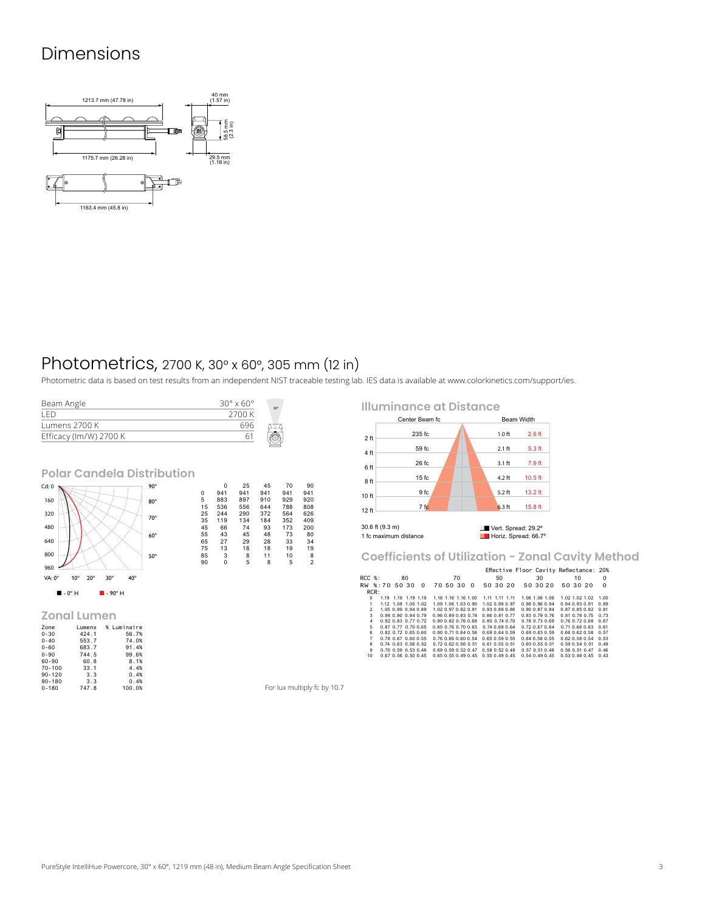# Dimensions

1213.7 mm (47.78 in)

40 mm (1.57 in)

58.5 mm (2.3 in)

1175.7 mm (26.28 in)

29.5 mm (1.16 in)

1163.4 mm (45.8 in)

# Photometrics, 2700 K, 30° x 60°, 305 mm (12 in)

Photometric data is based on test results from an independent NIST traceable testing lab. IES data is available at www.colorkinetics.com/support/ies.

| | |
|---|---|
| Beam Angle | 30° x 60° |
| LED | 2700 K |
| Lumens 2700 K | 696 |
| Efficacy (lm/W) 2700 K | 61 |

## Polar Candela Distribution

■ - 0° H ■ - 90° H

| | 0 | 25 | 45 | 70 | 90 |
|---|---|---|---|---|---|
| 0 | 941 | 941 | 941 | 941 | 941 |
| 5 | 883 | 897 | 910 | 929 | 920 |
| 15 | 536 | 556 | 644 | 788 | 808 |
| 25 | 244 | 290 | 372 | 564 | 626 |
| 35 | 119 | 134 | 184 | 352 | 409 |
| 45 | 66 | 74 | 93 | 173 | 200 |
| 55 | 43 | 45 | 48 | 73 | 80 |
| 65 | 27 | 29 | 28 | 33 | 34 |
| 75 | 13 | 18 | 18 | 19 | 19 |
| 85 | 3 | 8 | 11 | 10 | 8 |
| 90 | 0 | 5 | 8 | 5 | 2 |

## Zonal Lumen

| Zone | Lumens | % Luminaire |
|---|---|---|
| 0-30 | 424.1 | 56.7% |
| 0-40 | 553.7 | 74.0% |
| 0-60 | 683.7 | 91.4% |
| 0-90 | 744.5 | 99.6% |
| 60-90 | 60.8 | 8.1% |
| 70-100 | 33.1 | 4.4% |
| 90-120 | 3.3 | 0.4% |
| 90-180 | 3.3 | 0.4% |
| 0-180 | 747.8 | 100.0% |

## Illuminance at Distance

| Distance | Center Beam fc | Beam Width (Vert.) | Beam Width (Horiz.) |
|---|---|---|---|
| 2 ft | 235 fc | 1.0 ft | 2.6 ft |
| 4 ft | 59 fc | 2.1 ft | 5.3 ft |
| 6 ft | 26 fc | 3.1 ft | 7.9 ft |
| 8 ft | 15 fc | 4.2 ft | 10.5 ft |
| 10 ft | 9 fc | 5.2 ft | 13.2 ft |
| 12 ft | 7 fc | 6.3 ft | 15.8 ft |

30.6 ft (9.3 m)
1 fc maximum distance

Vert. Spread: 29.2°
Horiz. Spread: 66.7°

## Coefficients of Utilization - Zonal Cavity Method

Effective Floor Cavity Reflectance: 20%

| RCC %: | 80 | | | | 70 | | | | 50 | | | 30 | | | 10 | | | 0 |
|---|---|---|---|---|---|---|---|---|---|---|---|---|---|---|---|---|---|---|
| RW %: | 70 | 50 | 30 | 0 | 70 | 50 | 30 | 0 | 50 | 30 | 20 | 50 | 30 | 20 | 50 | 30 | 20 | 0 |
| RCR: 0 | 1.19 | 1.19 | 1.19 | 1.19 | 1.16 | 1.16 | 1.16 | 1.00 | 1.11 | 1.11 | 1.11 | 1.06 | 1.06 | 1.06 | 1.02 | 1.02 | 1.02 | 1.00 |
| 1 | 1.12 | 1.08 | 1.05 | 1.02 | 1.09 | 1.06 | 1.03 | 0.90 | 1.02 | 0.99 | 0.97 | 0.98 | 0.96 | 0.94 | 0.94 | 0.93 | 0.91 | 0.89 |
| 2 | 1.05 | 0.99 | 0.94 | 0.89 | 1.02 | 0.97 | 0.92 | 0.81 | 0.93 | 0.89 | 0.86 | 0.90 | 0.87 | 0.84 | 0.87 | 0.85 | 0.82 | 0.81 |
| 3 | 0.98 | 0.90 | 0.84 | 0.79 | 0.96 | 0.89 | 0.83 | 0.74 | 0.86 | 0.81 | 0.77 | 0.83 | 0.79 | 0.76 | 0.81 | 0.78 | 0.75 | 0.73 |
| 4 | 0.92 | 0.83 | 0.77 | 0.72 | 0.90 | 0.82 | 0.76 | 0.68 | 0.80 | 0.74 | 0.70 | 0.78 | 0.73 | 0.69 | 0.76 | 0.72 | 0.68 | 0.67 |
| 5 | 0.87 | 0.77 | 0.70 | 0.65 | 0.85 | 0.76 | 0.70 | 0.63 | 0.74 | 0.69 | 0.64 | 0.72 | 0.67 | 0.64 | 0.71 | 0.66 | 0.63 | 0.61 |
| 6 | 0.82 | 0.72 | 0.65 | 0.60 | 0.80 | 0.71 | 0.64 | 0.58 | 0.69 | 0.64 | 0.59 | 0.68 | 0.63 | 0.59 | 0.66 | 0.62 | 0.58 | 0.57 |
| 7 | 0.78 | 0.67 | 0.60 | 0.55 | 0.76 | 0.66 | 0.60 | 0.54 | 0.65 | 0.59 | 0.55 | 0.64 | 0.58 | 0.55 | 0.62 | 0.58 | 0.54 | 0.53 |
| 8 | 0.74 | 0.63 | 0.56 | 0.52 | 0.72 | 0.62 | 0.56 | 0.51 | 0.61 | 0.55 | 0.51 | 0.60 | 0.55 | 0.51 | 0.59 | 0.54 | 0.51 | 0.49 |
| 9 | 0.70 | 0.59 | 0.53 | 0.48 | 0.69 | 0.59 | 0.52 | 0.47 | 0.58 | 0.52 | 0.48 | 0.57 | 0.51 | 0.48 | 0.56 | 0.51 | 0.47 | 0.46 |
| 10 | 0.67 | 0.56 | 0.50 | 0.45 | 0.65 | 0.55 | 0.49 | 0.45 | 0.55 | 0.49 | 0.45 | 0.54 | 0.49 | 0.45 | 0.53 | 0.48 | 0.45 | 0.43 |

For lux multiply fc by 10.7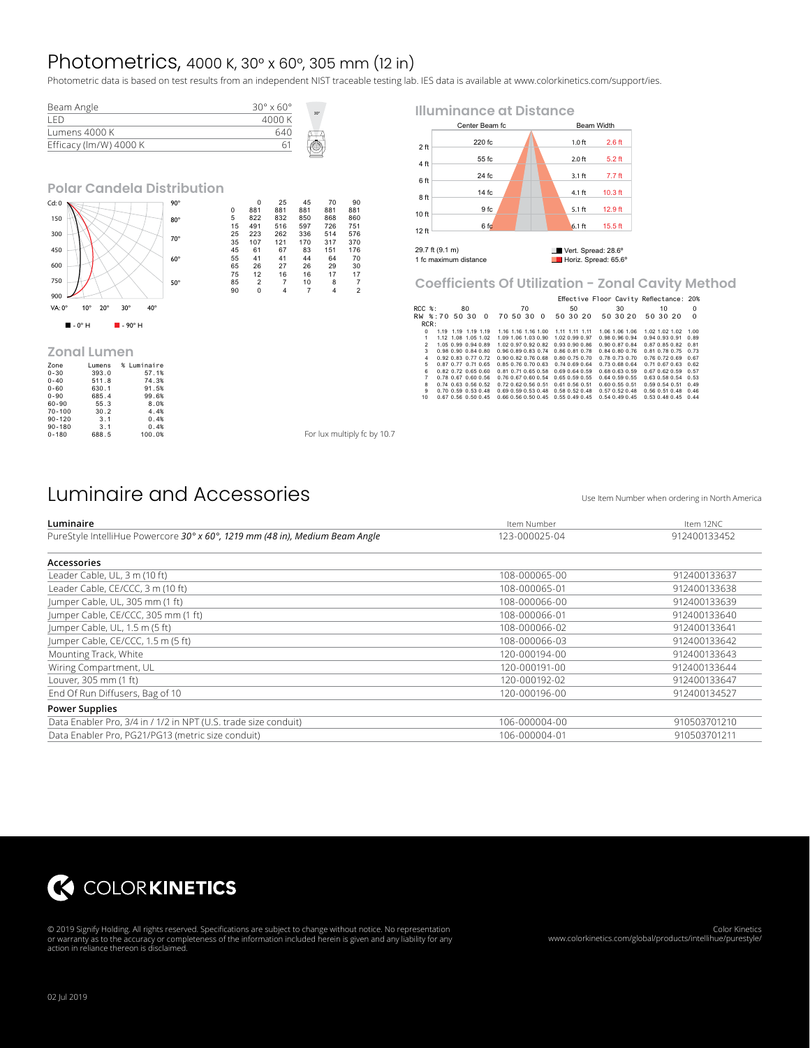# Photometrics, 4000 K, 30° x 60°, 305 mm (12 in)

Photometric data is based on test results from an independent NIST traceable testing lab. IES data is available at www.colorkinetics.com/support/ies.

| | |
|---|---|
| Beam Angle | 30° x 60° |
| LED | 4000 K |
| Lumens 4000 K | 640 |
| Efficacy (lm/W) 4000 K | 61 |

## Polar Candela Distribution

Cd: 0
150
300
450
600
750
900
VA: 0° 10° 20° 30° 40°
50° 60° 70° 80° 90°

■ - 0° H ■ - 90° H

| | 0 | 25 | 45 | 70 | 90 |
|---|---|---|---|---|---|
| 0 | 881 | 881 | 881 | 881 | 881 |
| 5 | 822 | 832 | 850 | 868 | 860 |
| 15 | 491 | 516 | 597 | 726 | 751 |
| 25 | 223 | 262 | 336 | 514 | 576 |
| 35 | 107 | 121 | 170 | 317 | 370 |
| 45 | 61 | 67 | 83 | 151 | 176 |
| 55 | 41 | 41 | 44 | 64 | 70 |
| 65 | 26 | 27 | 26 | 29 | 30 |
| 75 | 12 | 16 | 16 | 17 | 17 |
| 85 | 2 | 7 | 10 | 8 | 7 |
| 90 | 0 | 4 | 7 | 4 | 2 |

## Zonal Lumen

| Zone | Lumens | % Luminaire |
|---|---|---|
| 0-30 | 393.0 | 57.1% |
| 0-40 | 511.8 | 74.3% |
| 0-60 | 630.1 | 91.5% |
| 0-90 | 685.4 | 99.6% |
| 60-90 | 55.3 | 8.0% |
| 70-100 | 30.2 | 4.4% |
| 90-120 | 3.1 | 0.4% |
| 90-180 | 3.1 | 0.4% |
| 0-180 | 688.5 | 100.0% |

For lux multiply fc by 10.7

## Illuminance at Distance

| Distance | Center Beam fc | Beam Width (Vert.) | Beam Width (Horiz.) |
|---|---|---|---|
| 2 ft | 220 fc | 1.0 ft | 2.6 ft |
| 4 ft | 55 fc | 2.0 ft | 5.2 ft |
| 6 ft | 24 fc | 3.1 ft | 7.7 ft |
| 8 ft | 14 fc | 4.1 ft | 10.3 ft |
| 10 ft | 9 fc | 5.1 ft | 12.9 ft |
| 12 ft | 6 fc | 6.1 ft | 15.5 ft |

29.7 ft (9.1 m)
1 fc maximum distance

Vert. Spread: 28.6°
Horiz. Spread: 65.6°

## Coefficients Of Utilization - Zonal Cavity Method

Effective Floor Cavity Reflectance: 20%

| RCC %: | 80 | | | | 70 | | | | 50 | | | 30 | | | 10 | | | 0 |
|---|---|---|---|---|---|---|---|---|---|---|---|---|---|---|---|---|---|---|
| RW %: | 70 | 50 | 30 | 0 | 70 | 50 | 30 | 0 | 50 | 30 | 20 | 50 | 30 | 20 | 50 | 30 | 20 | 0 |
| RCR: 0 | 1.19 | 1.19 | 1.19 | 1.19 | 1.16 | 1.16 | 1.16 | 1.00 | 1.11 | 1.11 | 1.11 | 1.06 | 1.06 | 1.06 | 1.02 | 1.02 | 1.02 | 1.00 |
| 1 | 1.12 | 1.08 | 1.05 | 1.02 | 1.09 | 1.06 | 1.03 | 0.90 | 1.02 | 0.99 | 0.97 | 0.98 | 0.96 | 0.94 | 0.94 | 0.93 | 0.91 | 0.89 |
| 2 | 1.05 | 0.99 | 0.94 | 0.89 | 1.02 | 0.97 | 0.92 | 0.82 | 0.93 | 0.90 | 0.86 | 0.90 | 0.87 | 0.84 | 0.87 | 0.85 | 0.82 | 0.81 |
| 3 | 0.98 | 0.90 | 0.84 | 0.80 | 0.96 | 0.89 | 0.83 | 0.74 | 0.86 | 0.81 | 0.78 | 0.84 | 0.80 | 0.76 | 0.81 | 0.78 | 0.75 | 0.73 |
| 4 | 0.92 | 0.83 | 0.77 | 0.72 | 0.90 | 0.82 | 0.76 | 0.68 | 0.80 | 0.75 | 0.70 | 0.78 | 0.73 | 0.70 | 0.76 | 0.72 | 0.69 | 0.67 |
| 5 | 0.87 | 0.77 | 0.71 | 0.65 | 0.85 | 0.76 | 0.70 | 0.63 | 0.74 | 0.69 | 0.64 | 0.73 | 0.68 | 0.64 | 0.71 | 0.67 | 0.63 | 0.62 |
| 6 | 0.82 | 0.72 | 0.65 | 0.60 | 0.81 | 0.71 | 0.65 | 0.58 | 0.69 | 0.64 | 0.59 | 0.68 | 0.63 | 0.59 | 0.67 | 0.62 | 0.59 | 0.57 |
| 7 | 0.78 | 0.67 | 0.60 | 0.56 | 0.76 | 0.67 | 0.60 | 0.54 | 0.65 | 0.59 | 0.55 | 0.64 | 0.59 | 0.55 | 0.63 | 0.58 | 0.54 | 0.53 |
| 8 | 0.74 | 0.63 | 0.56 | 0.52 | 0.72 | 0.62 | 0.56 | 0.51 | 0.61 | 0.56 | 0.51 | 0.60 | 0.55 | 0.51 | 0.59 | 0.54 | 0.51 | 0.49 |
| 9 | 0.70 | 0.59 | 0.53 | 0.48 | 0.69 | 0.59 | 0.53 | 0.48 | 0.58 | 0.52 | 0.48 | 0.57 | 0.52 | 0.48 | 0.56 | 0.51 | 0.48 | 0.46 |
| 10 | 0.67 | 0.56 | 0.50 | 0.45 | 0.66 | 0.56 | 0.50 | 0.45 | 0.55 | 0.49 | 0.45 | 0.54 | 0.49 | 0.45 | 0.53 | 0.48 | 0.45 | 0.44 |

# Luminaire and Accessories

Use Item Number when ordering in North America

| Luminaire | Item Number | Item 12NC |
|---|---|---|
| PureStyle IntelliHue Powercore *30° x 60°, 1219 mm (48 in), Medium Beam Angle* | 123-000025-04 | 912400133452 |
| **Accessories** | | |
| Leader Cable, UL, 3 m (10 ft) | 108-000065-00 | 912400133637 |
| Leader Cable, CE/CCC, 3 m (10 ft) | 108-000065-01 | 912400133638 |
| Jumper Cable, UL, 305 mm (1 ft) | 108-000066-00 | 912400133639 |
| Jumper Cable, CE/CCC, 305 mm (1 ft) | 108-000066-01 | 912400133640 |
| Jumper Cable, UL, 1.5 m (5 ft) | 108-000066-02 | 912400133641 |
| Jumper Cable, CE/CCC, 1.5 m (5 ft) | 108-000066-03 | 912400133642 |
| Mounting Track, White | 120-000194-00 | 912400133643 |
| Wiring Compartment, UL | 120-000191-00 | 912400133644 |
| Louver, 305 mm (1 ft) | 120-000192-02 | 912400133647 |
| End Of Run Diffusers, Bag of 10 | 120-000196-00 | 912400134527 |
| **Power Supplies** | | |
| Data Enabler Pro, 3/4 in / 1/2 in NPT (U.S. trade size conduit) | 106-000004-00 | 910503701210 |
| Data Enabler Pro, PG21/PG13 (metric size conduit) | 106-000004-01 | 910503701211 |

COLOR**KINETICS**

© 2019 Signify Holding. All rights reserved. Specifications are subject to change without notice. No representation or warranty as to the accuracy or completeness of the information included herein is given and any liability for any action in reliance thereon is disclaimed.

Color Kinetics
www.colorkinetics.com/global/products/intellihue/purestyle/

02 Jul 2019